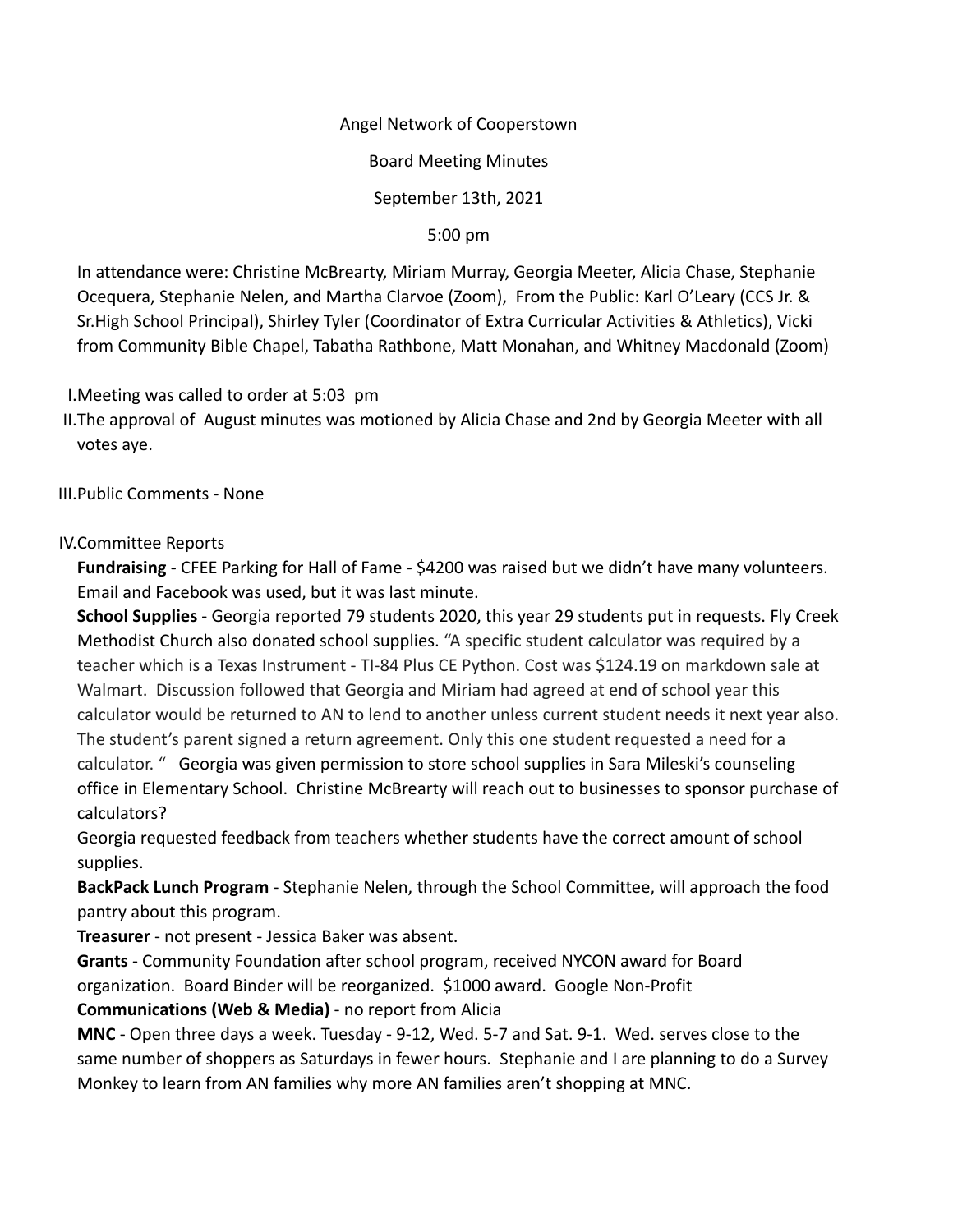Angel Network of Cooperstown

Board Meeting Minutes

September 13th, 2021

5:00 pm

In attendance were: Christine McBrearty, Miriam Murray, Georgia Meeter, Alicia Chase, Stephanie Ocequera, Stephanie Nelen, and Martha Clarvoe (Zoom), From the Public: Karl O'Leary (CCS Jr. & Sr.High School Principal), Shirley Tyler (Coordinator of Extra Curricular Activities & Athletics), Vicki from Community Bible Chapel, Tabatha Rathbone, Matt Monahan, and Whitney Macdonald (Zoom)

I. Meeting was called to order at 5:03 pm

II. The approval of August minutes was motioned by Alicia Chase and 2nd by Georgia Meeter with all votes aye.

III. Public Comments - None

IV. Committee Reports

**Fundraising** - CFEE Parking for Hall of Fame - $4200 was raised but we didn't have many volunteers. Email and Facebook was used, but it was last minute.

**School Supplies** - Georgia reported 79 students 2020, this year 29 students put in requests. Fly Creek Methodist Church also donated school supplies. "A specific student calculator was required by a teacher which is a Texas Instrument - TI-84 Plus CE Python. Cost was $124.19 on markdown sale at Walmart. Discussion followed that Georgia and Miriam had agreed at end of school year this calculator would be returned to AN to lend to another unless current student needs it next year also. The student's parent signed a return agreement. Only this one student requested a need for a calculator. " Georgia was given permission to store school supplies in Sara Mileski's counseling office in Elementary School. Christine McBrearty will reach out to businesses to sponsor purchase of calculators?

Georgia requested feedback from teachers whether students have the correct amount of school supplies.

**BackPack Lunch Program** - Stephanie Nelen, through the School Committee, will approach the food pantry about this program.

**Treasurer** - not present - Jessica Baker was absent.

**Grants** - Community Foundation after school program, received NYCON award for Board organization. Board Binder will be reorganized. $1000 award. Google Non-Profit

**Communications (Web & Media)** - no report from Alicia

**MNC** - Open three days a week. Tuesday - 9-12, Wed. 5-7 and Sat. 9-1. Wed. serves close to the same number of shoppers as Saturdays in fewer hours. Stephanie and I are planning to do a Survey Monkey to learn from AN families why more AN families aren't shopping at MNC.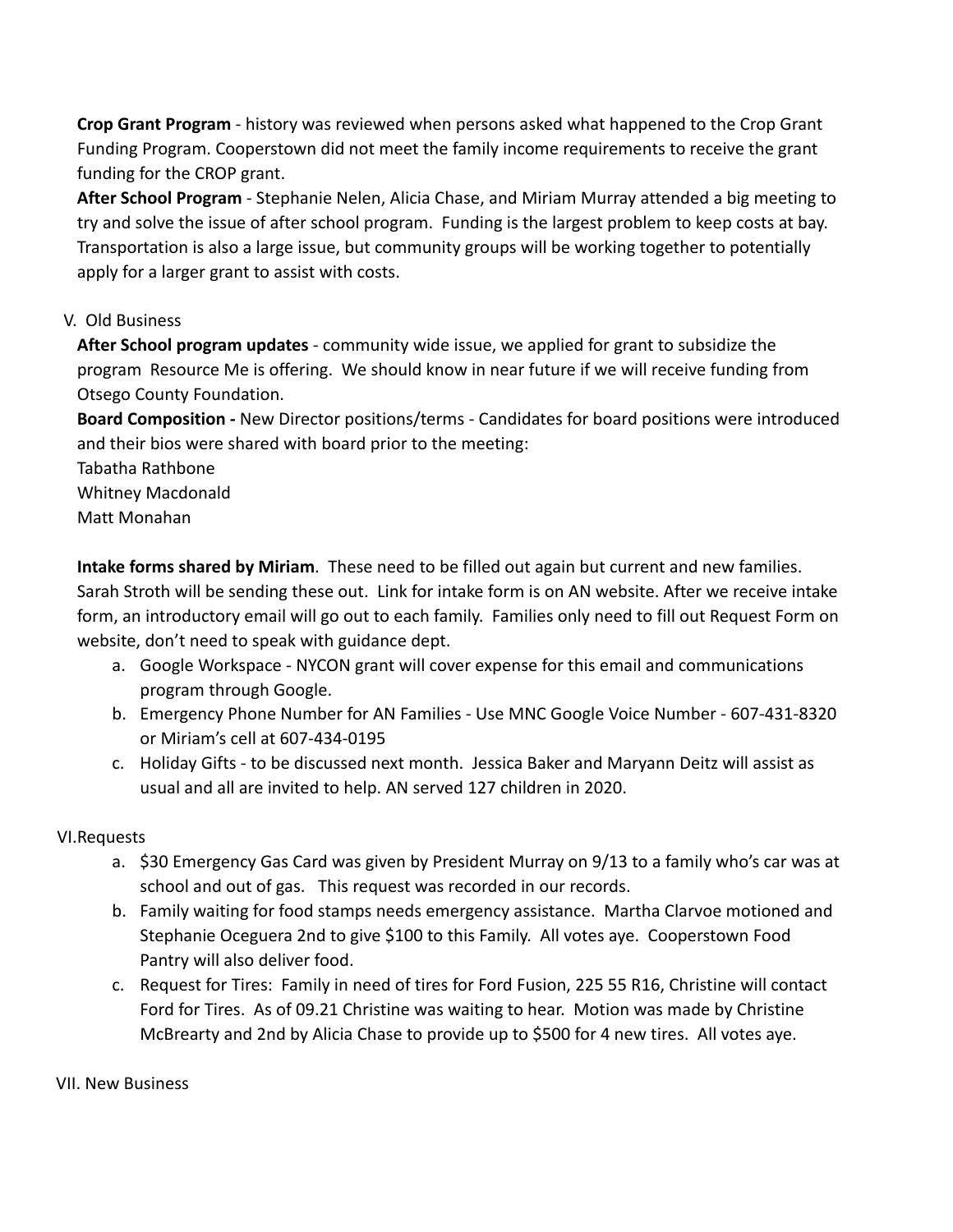**Crop Grant Program** - history was reviewed when persons asked what happened to the Crop Grant Funding Program. Cooperstown did not meet the family income requirements to receive the grant funding for the CROP grant.

**After School Program** - Stephanie Nelen, Alicia Chase, and Miriam Murray attended a big meeting to try and solve the issue of after school program. Funding is the largest problem to keep costs at bay. Transportation is also a large issue, but community groups will be working together to potentially apply for a larger grant to assist with costs.

V. Old Business

**After School program updates** - community wide issue, we applied for grant to subsidize the program Resource Me is offering. We should know in near future if we will receive funding from Otsego County Foundation.

**Board Composition -** New Director positions/terms - Candidates for board positions were introduced and their bios were shared with board prior to the meeting:

Tabatha Rathbone
Whitney Macdonald
Matt Monahan

**Intake forms shared by Miriam**. These need to be filled out again but current and new families. Sarah Stroth will be sending these out. Link for intake form is on AN website. After we receive intake form, an introductory email will go out to each family. Families only need to fill out Request Form on website, don't need to speak with guidance dept.

a. Google Workspace - NYCON grant will cover expense for this email and communications program through Google.
b. Emergency Phone Number for AN Families - Use MNC Google Voice Number - 607-431-8320 or Miriam's cell at 607-434-0195
c. Holiday Gifts - to be discussed next month. Jessica Baker and Maryann Deitz will assist as usual and all are invited to help. AN served 127 children in 2020.

VI.Requests

a. $30 Emergency Gas Card was given by President Murray on 9/13 to a family who's car was at school and out of gas. This request was recorded in our records.
b. Family waiting for food stamps needs emergency assistance. Martha Clarvoe motioned and Stephanie Oceguera 2nd to give $100 to this Family. All votes aye. Cooperstown Food Pantry will also deliver food.
c. Request for Tires: Family in need of tires for Ford Fusion, 225 55 R16, Christine will contact Ford for Tires. As of 09.21 Christine was waiting to hear. Motion was made by Christine McBrearty and 2nd by Alicia Chase to provide up to $500 for 4 new tires. All votes aye.

VII. New Business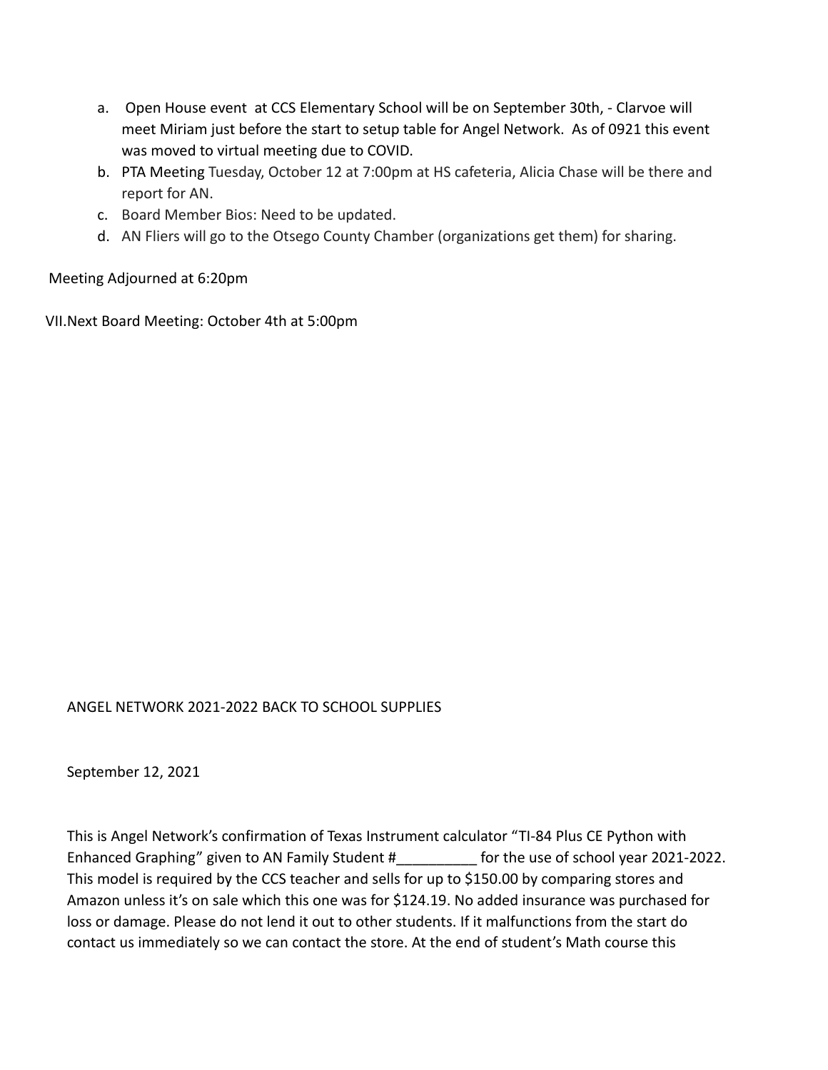a. Open House event at CCS Elementary School will be on September 30th, - Clarvoe will meet Miriam just before the start to setup table for Angel Network. As of 0921 this event was moved to virtual meeting due to COVID.
b. PTA Meeting Tuesday, October 12 at 7:00pm at HS cafeteria, Alicia Chase will be there and report for AN.
c. Board Member Bios: Need to be updated.
d. AN Fliers will go to the Otsego County Chamber (organizations get them) for sharing.

Meeting Adjourned at 6:20pm

VII. Next Board Meeting: October 4th at 5:00pm

ANGEL NETWORK 2021-2022 BACK TO SCHOOL SUPPLIES

September 12, 2021

This is Angel Network's confirmation of Texas Instrument calculator "TI-84 Plus CE Python with Enhanced Graphing" given to AN Family Student #__________ for the use of school year 2021-2022. This model is required by the CCS teacher and sells for up to $150.00 by comparing stores and Amazon unless it's on sale which this one was for $124.19. No added insurance was purchased for loss or damage. Please do not lend it out to other students. If it malfunctions from the start do contact us immediately so we can contact the store. At the end of student's Math course this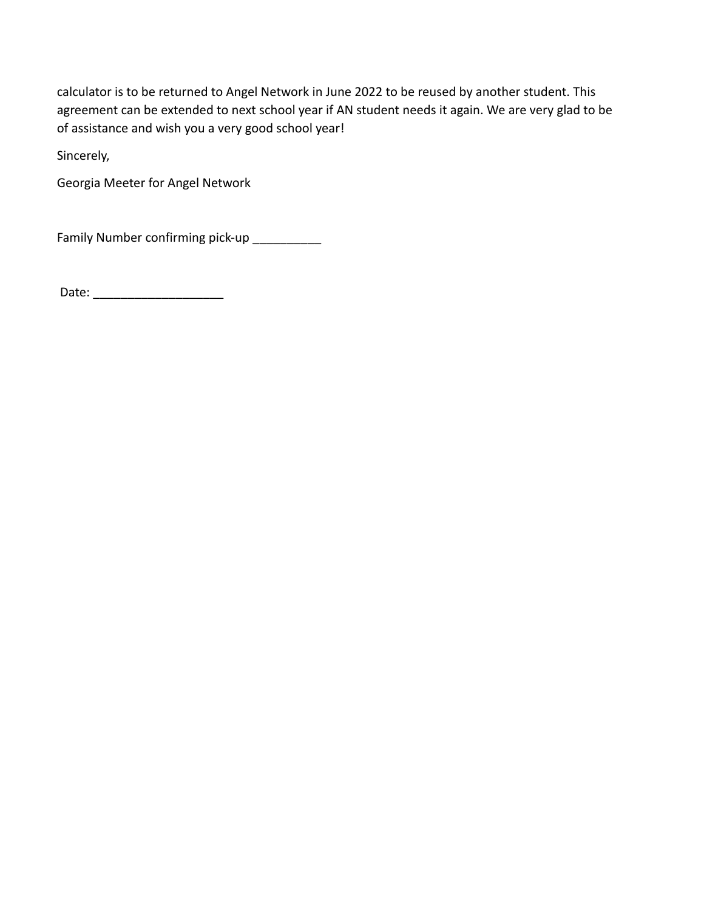calculator is to be returned to Angel Network in June 2022 to be reused by another student. This agreement can be extended to next school year if AN student needs it again. We are very glad to be of assistance and wish you a very good school year!

Sincerely,

Georgia Meeter for Angel Network

Family Number confirming pick-up __________

Date: ___________________